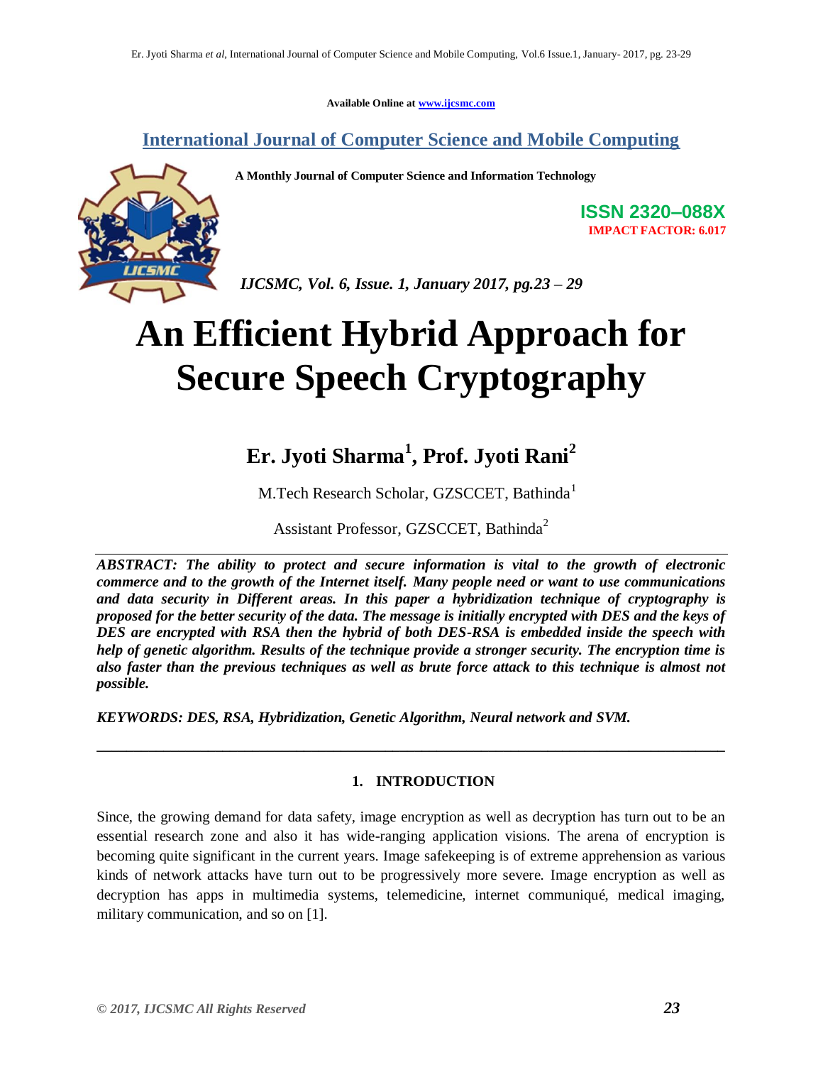Available Online at www.ijcsmc.com

## International Journal of Computer Science and Mobile Computing

**A Monthly Journal of Computer Science and Information Technology**

**ISSN 2320–088X**
**IMPACT FACTOR: 6.017**

*IJCSMC, Vol. 6, Issue. 1, January 2017, pg.23 – 29*

# An Efficient Hybrid Approach for Secure Speech Cryptography

## Er. Jyoti Sharma[1], Prof. Jyoti Rani[2]

M.Tech Research Scholar, GZSCCET, Bathinda[1]

Assistant Professor, GZSCCET, Bathinda[2]

***ABSTRACT: The ability to protect and secure information is vital to the growth of electronic commerce and to the growth of the Internet itself. Many people need or want to use communications and data security in Different areas. In this paper a hybridization technique of cryptography is proposed for the better security of the data. The message is initially encrypted with DES and the keys of DES are encrypted with RSA then the hybrid of both DES-RSA is embedded inside the speech with help of genetic algorithm. Results of the technique provide a stronger security. The encryption time is also faster than the previous techniques as well as brute force attack to this technique is almost not possible.***

***KEYWORDS: DES, RSA, Hybridization, Genetic Algorithm, Neural network and SVM.***

---

### 1. INTRODUCTION

Since, the growing demand for data safety, image encryption as well as decryption has turn out to be an essential research zone and also it has wide-ranging application visions. The arena of encryption is becoming quite significant in the current years. Image safekeeping is of extreme apprehension as various kinds of network attacks have turn out to be progressively more severe. Image encryption as well as decryption has apps in multimedia systems, telemedicine, internet communiqué, medical imaging, military communication, and so on [1].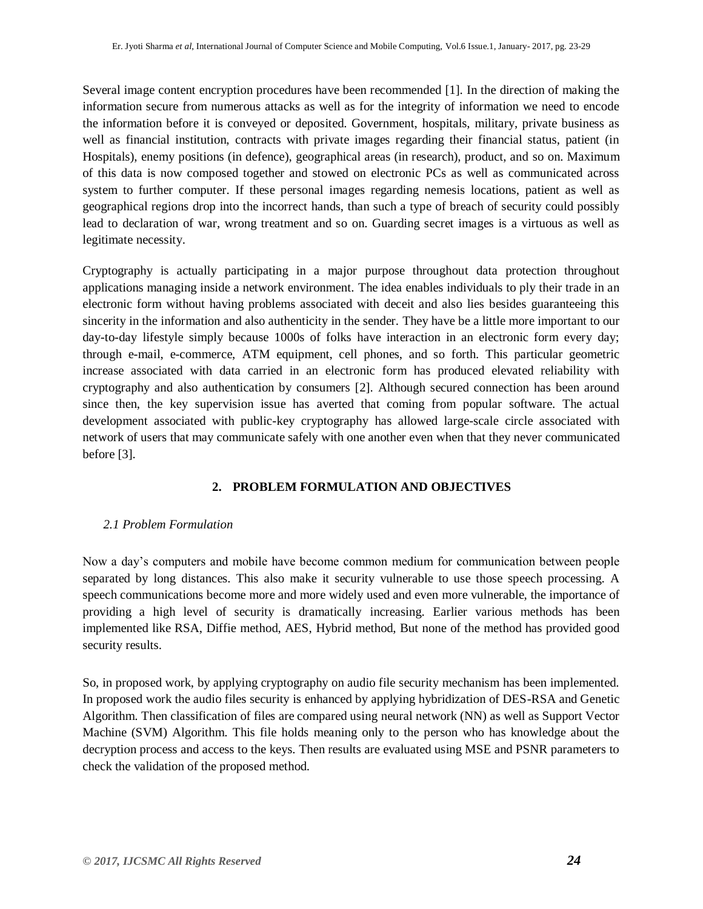Several image content encryption procedures have been recommended [1]. In the direction of making the information secure from numerous attacks as well as for the integrity of information we need to encode the information before it is conveyed or deposited. Government, hospitals, military, private business as well as financial institution, contracts with private images regarding their financial status, patient (in Hospitals), enemy positions (in defence), geographical areas (in research), product, and so on. Maximum of this data is now composed together and stowed on electronic PCs as well as communicated across system to further computer. If these personal images regarding nemesis locations, patient as well as geographical regions drop into the incorrect hands, than such a type of breach of security could possibly lead to declaration of war, wrong treatment and so on. Guarding secret images is a virtuous as well as legitimate necessity.

Cryptography is actually participating in a major purpose throughout data protection throughout applications managing inside a network environment. The idea enables individuals to ply their trade in an electronic form without having problems associated with deceit and also lies besides guaranteeing this sincerity in the information and also authenticity in the sender. They have be a little more important to our day-to-day lifestyle simply because 1000s of folks have interaction in an electronic form every day; through e-mail, e-commerce, ATM equipment, cell phones, and so forth. This particular geometric increase associated with data carried in an electronic form has produced elevated reliability with cryptography and also authentication by consumers [2]. Although secured connection has been around since then, the key supervision issue has averted that coming from popular software. The actual development associated with public-key cryptography has allowed large-scale circle associated with network of users that may communicate safely with one another even when that they never communicated before [3].

## 2. PROBLEM FORMULATION AND OBJECTIVES

### *2.1 Problem Formulation*

Now a day's computers and mobile have become common medium for communication between people separated by long distances. This also make it security vulnerable to use those speech processing. A speech communications become more and more widely used and even more vulnerable, the importance of providing a high level of security is dramatically increasing. Earlier various methods has been implemented like RSA, Diffie method, AES, Hybrid method, But none of the method has provided good security results.

So, in proposed work, by applying cryptography on audio file security mechanism has been implemented. In proposed work the audio files security is enhanced by applying hybridization of DES-RSA and Genetic Algorithm. Then classification of files are compared using neural network (NN) as well as Support Vector Machine (SVM) Algorithm. This file holds meaning only to the person who has knowledge about the decryption process and access to the keys. Then results are evaluated using MSE and PSNR parameters to check the validation of the proposed method.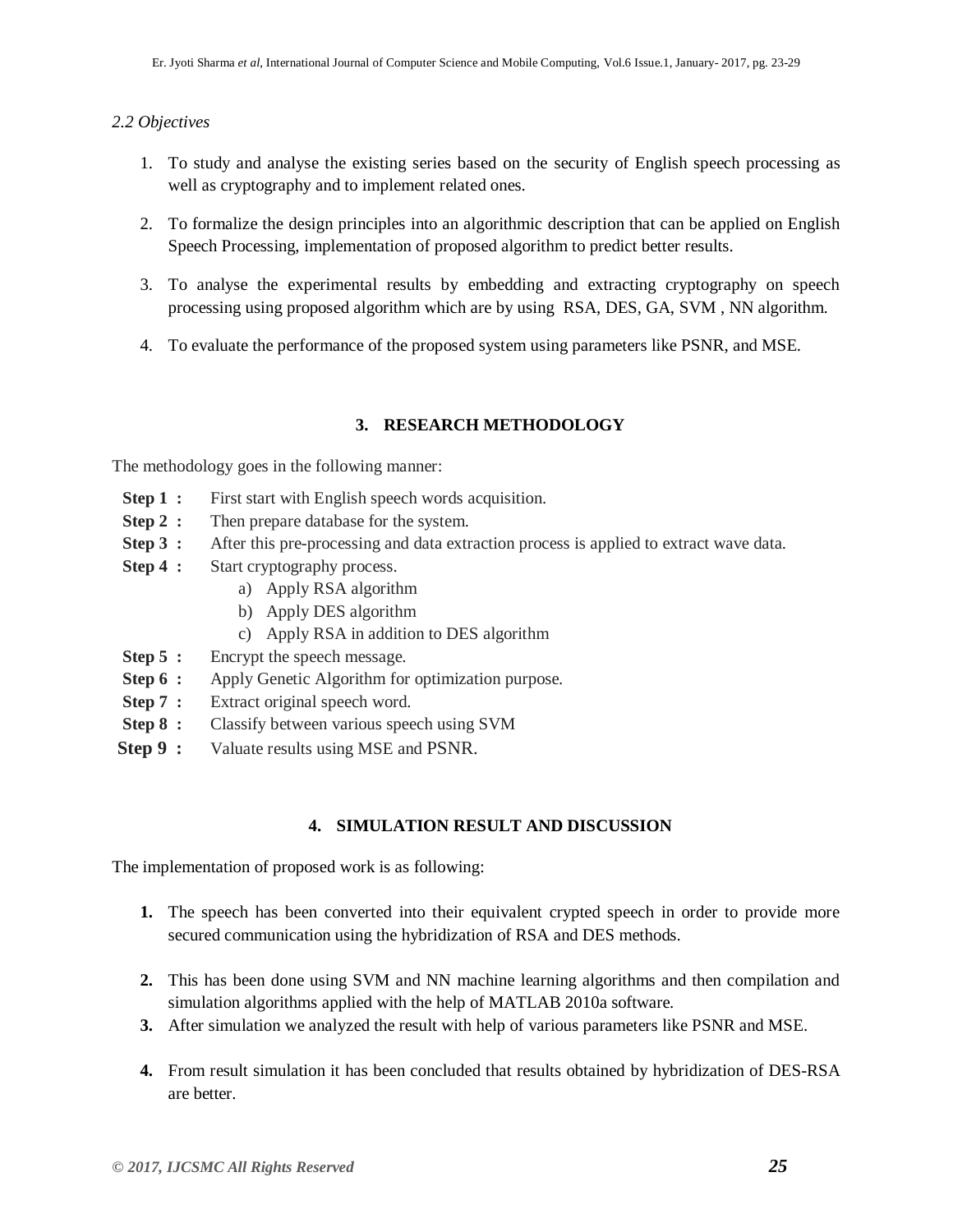*2.2 Objectives*

1. To study and analyse the existing series based on the security of English speech processing as well as cryptography and to implement related ones.

2. To formalize the design principles into an algorithmic description that can be applied on English Speech Processing, implementation of proposed algorithm to predict better results.

3. To analyse the experimental results by embedding and extracting cryptography on speech processing using proposed algorithm which are by using RSA, DES, GA, SVM , NN algorithm.

4. To evaluate the performance of the proposed system using parameters like PSNR, and MSE.

## 3. RESEARCH METHODOLOGY

The methodology goes in the following manner:

**Step 1 :** First start with English speech words acquisition.
**Step 2 :** Then prepare database for the system.
**Step 3 :** After this pre-processing and data extraction process is applied to extract wave data.
**Step 4 :** Start cryptography process.

a) Apply RSA algorithm
b) Apply DES algorithm
c) Apply RSA in addition to DES algorithm

**Step 5 :** Encrypt the speech message.
**Step 6 :** Apply Genetic Algorithm for optimization purpose.
**Step 7 :** Extract original speech word.
**Step 8 :** Classify between various speech using SVM
**Step 9 :** Valuate results using MSE and PSNR.

## 4. SIMULATION RESULT AND DISCUSSION

The implementation of proposed work is as following:

1. The speech has been converted into their equivalent crypted speech in order to provide more secured communication using the hybridization of RSA and DES methods.

2. This has been done using SVM and NN machine learning algorithms and then compilation and simulation algorithms applied with the help of MATLAB 2010a software.
3. After simulation we analyzed the result with help of various parameters like PSNR and MSE.

4. From result simulation it has been concluded that results obtained by hybridization of DES-RSA are better.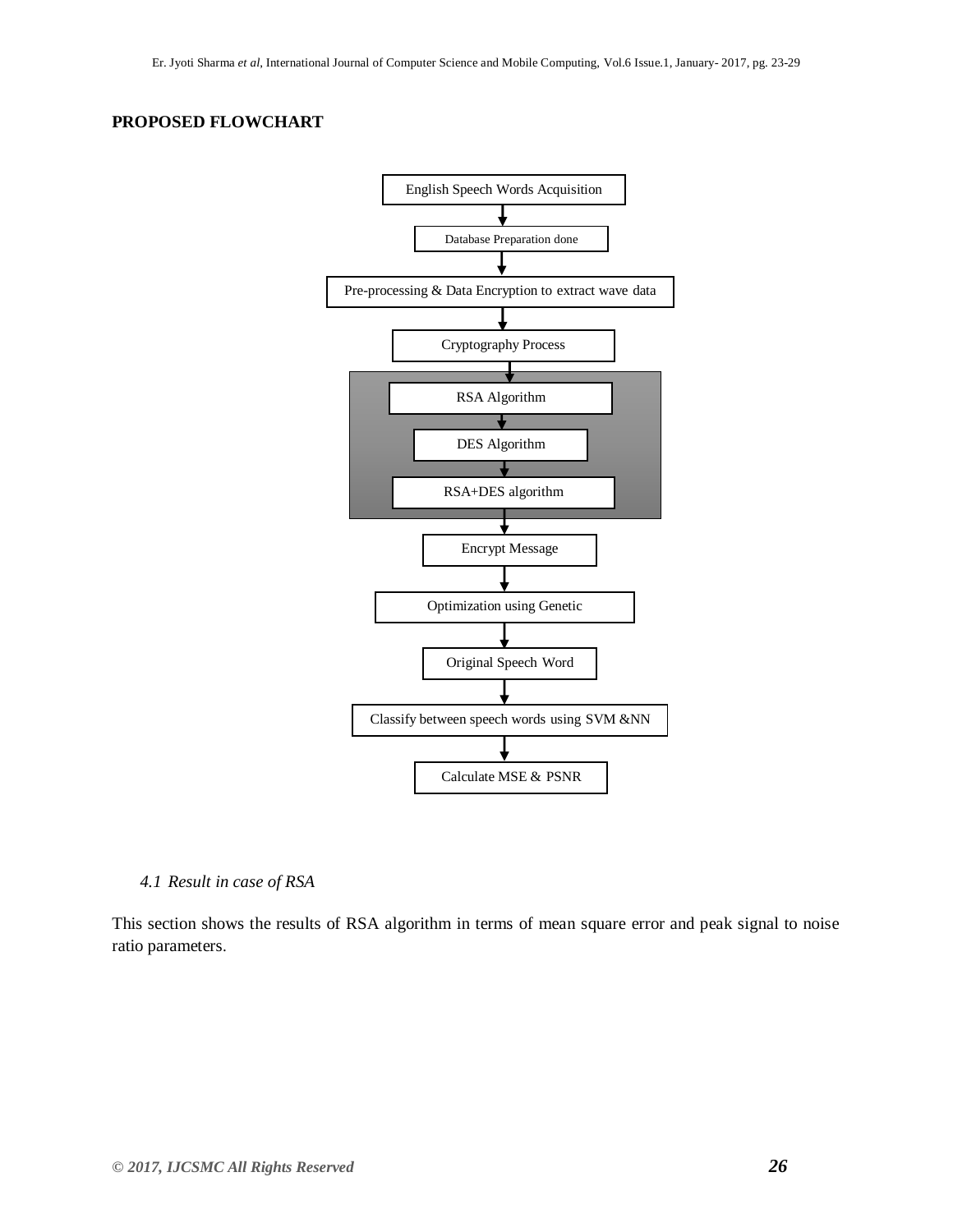**PROPOSED FLOWCHART**

English Speech Words Acquisition

Database Preparation done

Pre-processing & Data Encryption to extract wave data

Cryptography Process

RSA Algorithm

DES Algorithm

RSA+DES algorithm

Encrypt Message

Optimization using Genetic

Original Speech Word

Classify between speech words using SVM &NN

Calculate MSE & PSNR

*4.1 Result in case of RSA*

This section shows the results of RSA algorithm in terms of mean square error and peak signal to noise ratio parameters.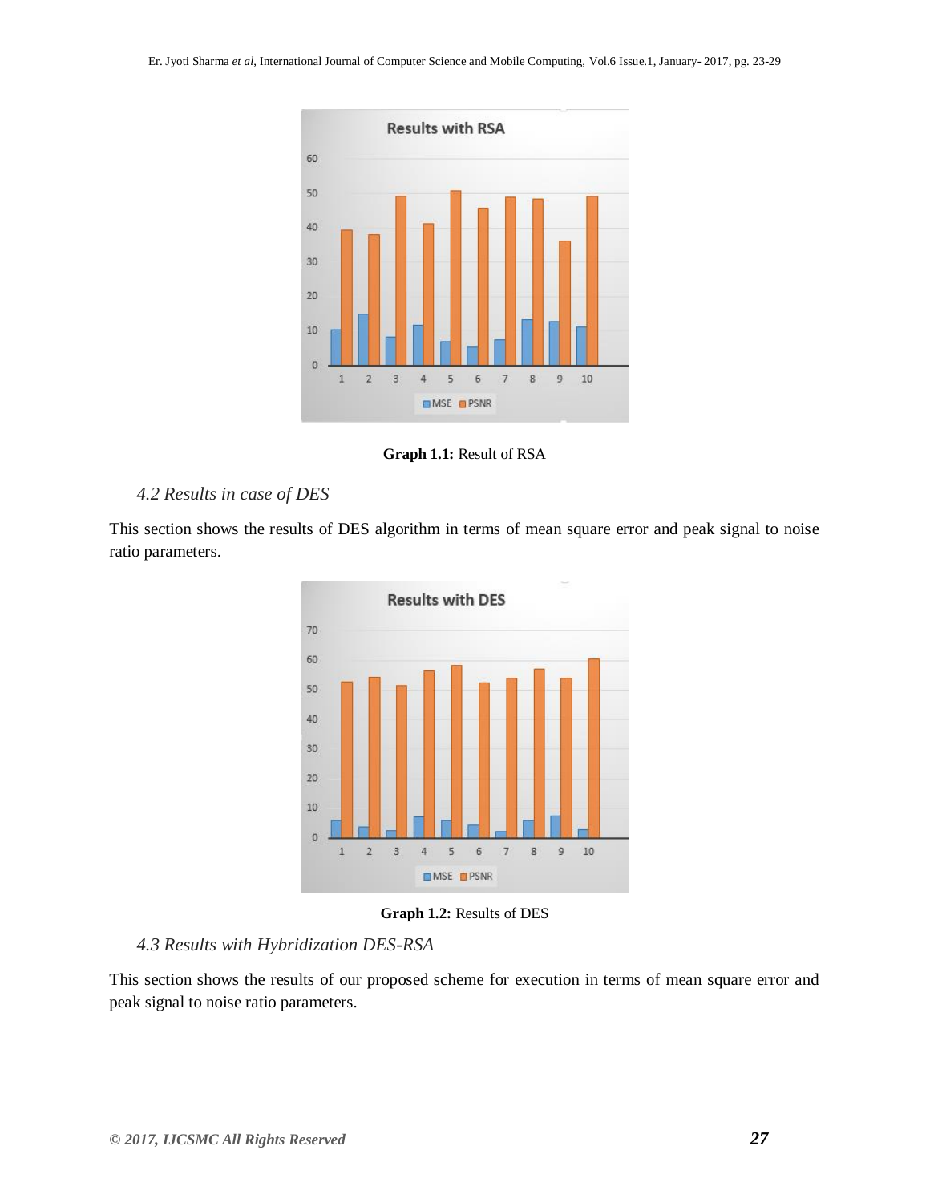Results with RSA

60
50
40
30
20
10
0

1 2 3 4 5 6 7 8 9 10

MSE PSNR

**Graph 1.1:** Result of RSA

### *4.2 Results in case of DES*

This section shows the results of DES algorithm in terms of mean square error and peak signal to noise ratio parameters.

Results with DES

70
60
50
40
30
20
10
0

1 2 3 4 5 6 7 8 9 10

MSE PSNR

**Graph 1.2:** Results of DES

### *4.3 Results with Hybridization DES-RSA*

This section shows the results of our proposed scheme for execution in terms of mean square error and peak signal to noise ratio parameters.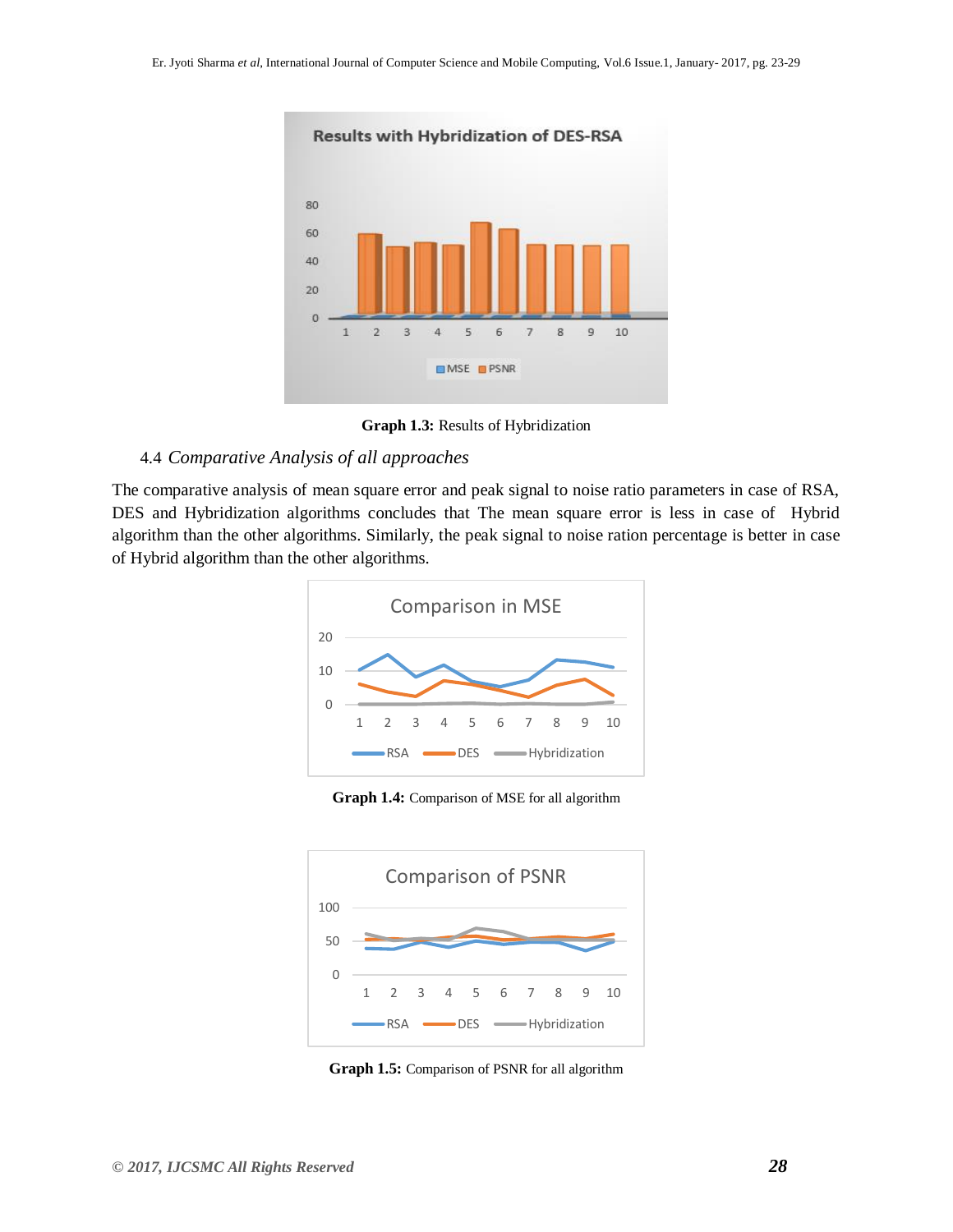Results with Hybridization of DES-RSA

80
60
40
20
0

1 2 3 4 5 6 7 8 9 10

MSE PSNR

**Graph 1.3:** Results of Hybridization

### 4.4 *Comparative Analysis of all approaches*

The comparative analysis of mean square error and peak signal to noise ratio parameters in case of RSA, DES and Hybridization algorithms concludes that The mean square error is less in case of Hybrid algorithm than the other algorithms. Similarly, the peak signal to noise ration percentage is better in case of Hybrid algorithm than the other algorithms.

Comparison in MSE

20
10
0

1 2 3 4 5 6 7 8 9 10

RSA DES Hybridization

**Graph 1.4:** Comparison of MSE for all algorithm

Comparison of PSNR

100
50
0

1 2 3 4 5 6 7 8 9 10

RSA DES Hybridization

**Graph 1.5:** Comparison of PSNR for all algorithm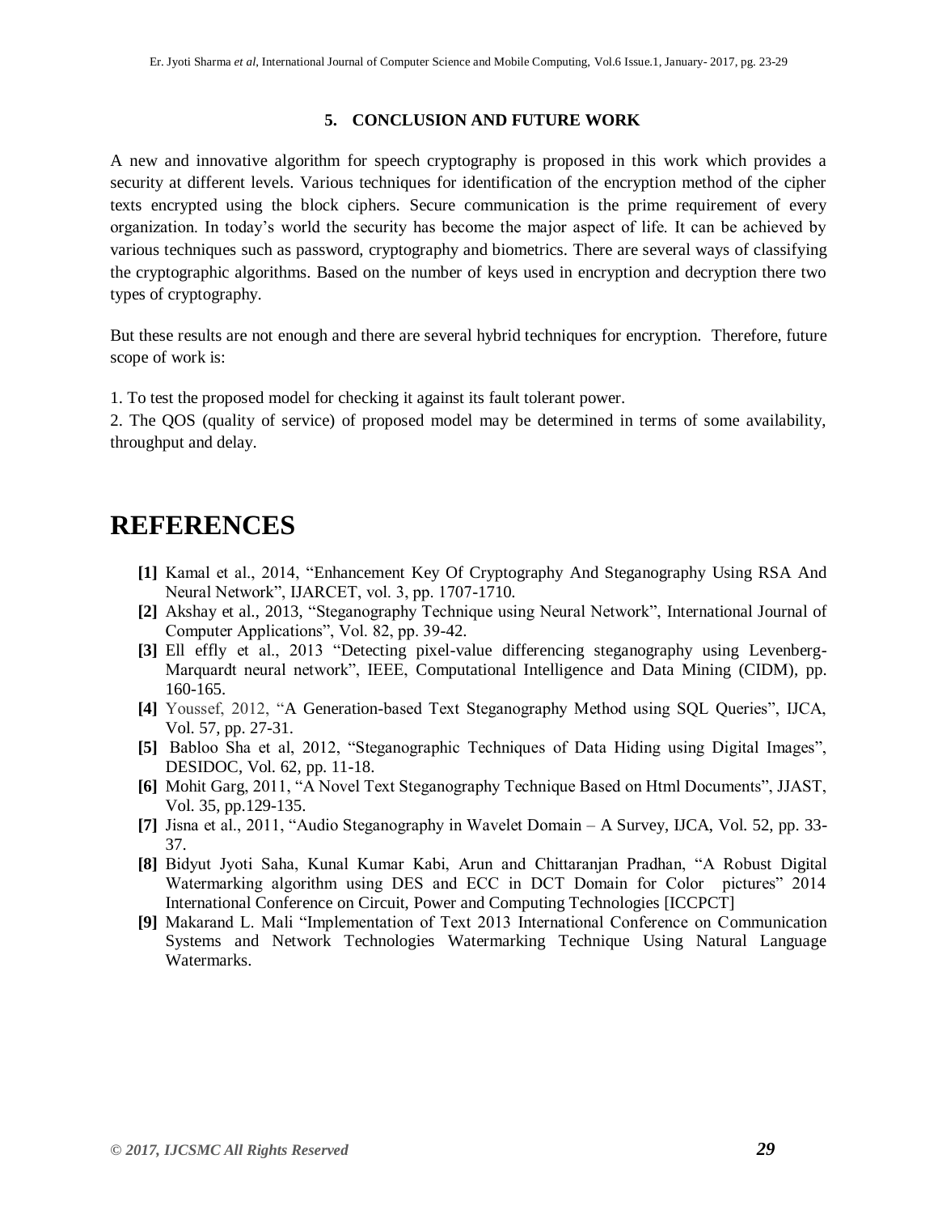## 5. CONCLUSION AND FUTURE WORK

A new and innovative algorithm for speech cryptography is proposed in this work which provides a security at different levels. Various techniques for identification of the encryption method of the cipher texts encrypted using the block ciphers. Secure communication is the prime requirement of every organization. In today's world the security has become the major aspect of life. It can be achieved by various techniques such as password, cryptography and biometrics. There are several ways of classifying the cryptographic algorithms. Based on the number of keys used in encryption and decryption there two types of cryptography.

But these results are not enough and there are several hybrid techniques for encryption. Therefore, future scope of work is:

1. To test the proposed model for checking it against its fault tolerant power.
2. The QOS (quality of service) of proposed model may be determined in terms of some availability, throughput and delay.

# REFERENCES

**[1]** Kamal et al., 2014, "Enhancement Key Of Cryptography And Steganography Using RSA And Neural Network", IJARCET, vol. 3, pp. 1707-1710.

**[2]** Akshay et al., 2013, "Steganography Technique using Neural Network", International Journal of Computer Applications", Vol. 82, pp. 39-42.

**[3]** Ell effly et al., 2013 "Detecting pixel-value differencing steganography using Levenberg-Marquardt neural network", IEEE, Computational Intelligence and Data Mining (CIDM), pp. 160-165.

**[4]** Youssef, 2012, "A Generation-based Text Steganography Method using SQL Queries", IJCA, Vol. 57, pp. 27-31.

**[5]** Babloo Sha et al, 2012, "Steganographic Techniques of Data Hiding using Digital Images", DESIDOC, Vol. 62, pp. 11-18.

**[6]** Mohit Garg, 2011, "A Novel Text Steganography Technique Based on Html Documents", JJAST, Vol. 35, pp.129-135.

**[7]** Jisna et al., 2011, "Audio Steganography in Wavelet Domain – A Survey, IJCA, Vol. 52, pp. 33-37.

**[8]** Bidyut Jyoti Saha, Kunal Kumar Kabi, Arun and Chittaranjan Pradhan, "A Robust Digital Watermarking algorithm using DES and ECC in DCT Domain for Color pictures" 2014 International Conference on Circuit, Power and Computing Technologies [ICCPCT]

**[9]** Makarand L. Mali "Implementation of Text 2013 International Conference on Communication Systems and Network Technologies Watermarking Technique Using Natural Language Watermarks.